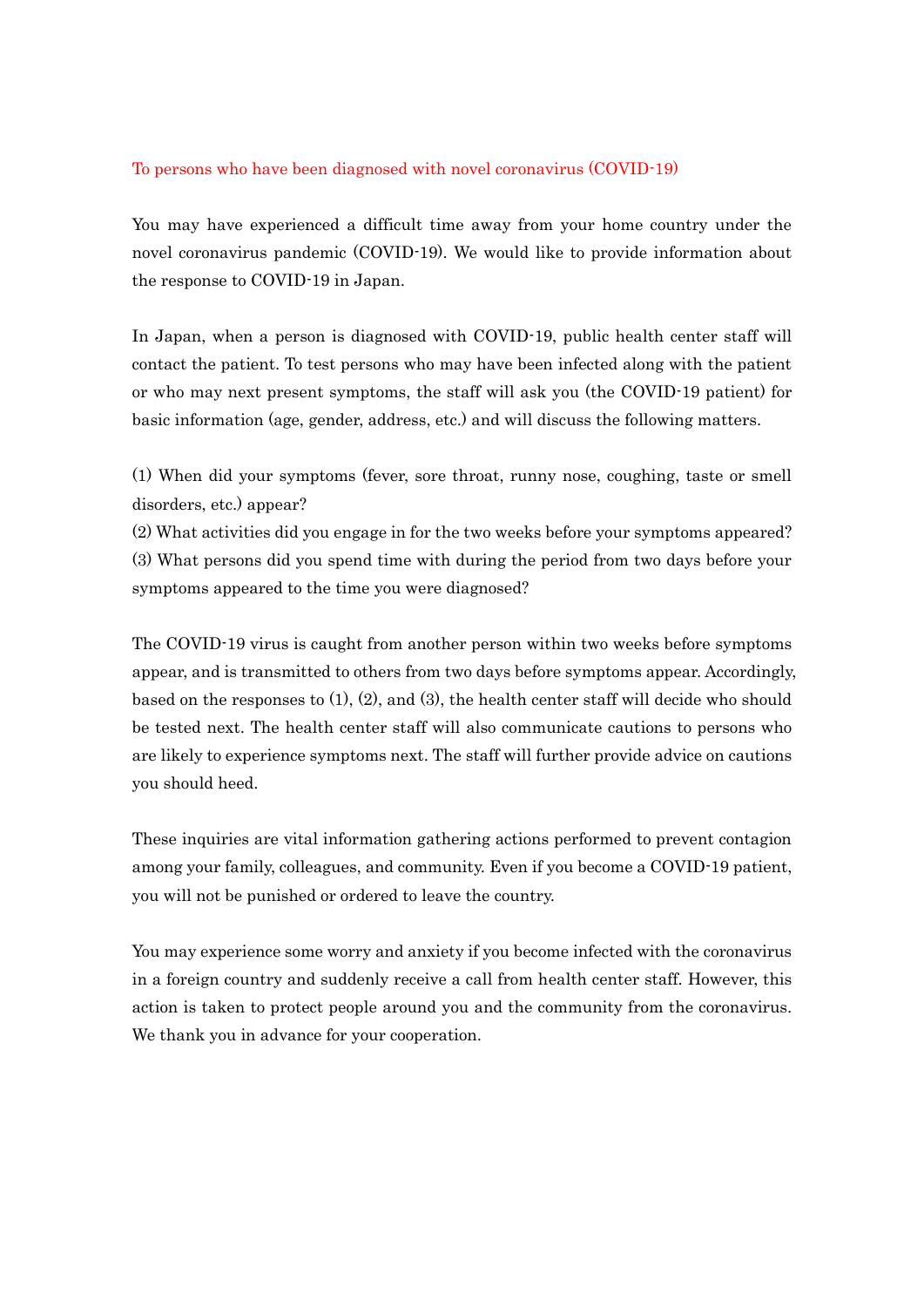# To persons who have been diagnosed with novel coronavirus (COVID-19)

You may have experienced a difficult time away from your home country under the novel coronavirus pandemic (COVID-19). We would like to provide information about the response to COVID-19 in Japan.

In Japan, when a person is diagnosed with COVID-19, public health center staff will contact the patient. To test persons who may have been infected along with the patient or who may next present symptoms, the staff will ask you (the COVID-19 patient) for basic information (age, gender, address, etc.) and will discuss the following matters.

(1) When did your symptoms (fever, sore throat, runny nose, coughing, taste or smell disorders, etc.) appear?
(2) What activities did you engage in for the two weeks before your symptoms appeared?
(3) What persons did you spend time with during the period from two days before your symptoms appeared to the time you were diagnosed?

The COVID-19 virus is caught from another person within two weeks before symptoms appear, and is transmitted to others from two days before symptoms appear. Accordingly, based on the responses to (1), (2), and (3), the health center staff will decide who should be tested next. The health center staff will also communicate cautions to persons who are likely to experience symptoms next. The staff will further provide advice on cautions you should heed.

These inquiries are vital information gathering actions performed to prevent contagion among your family, colleagues, and community. Even if you become a COVID-19 patient, you will not be punished or ordered to leave the country.

You may experience some worry and anxiety if you become infected with the coronavirus in a foreign country and suddenly receive a call from health center staff. However, this action is taken to protect people around you and the community from the coronavirus. We thank you in advance for your cooperation.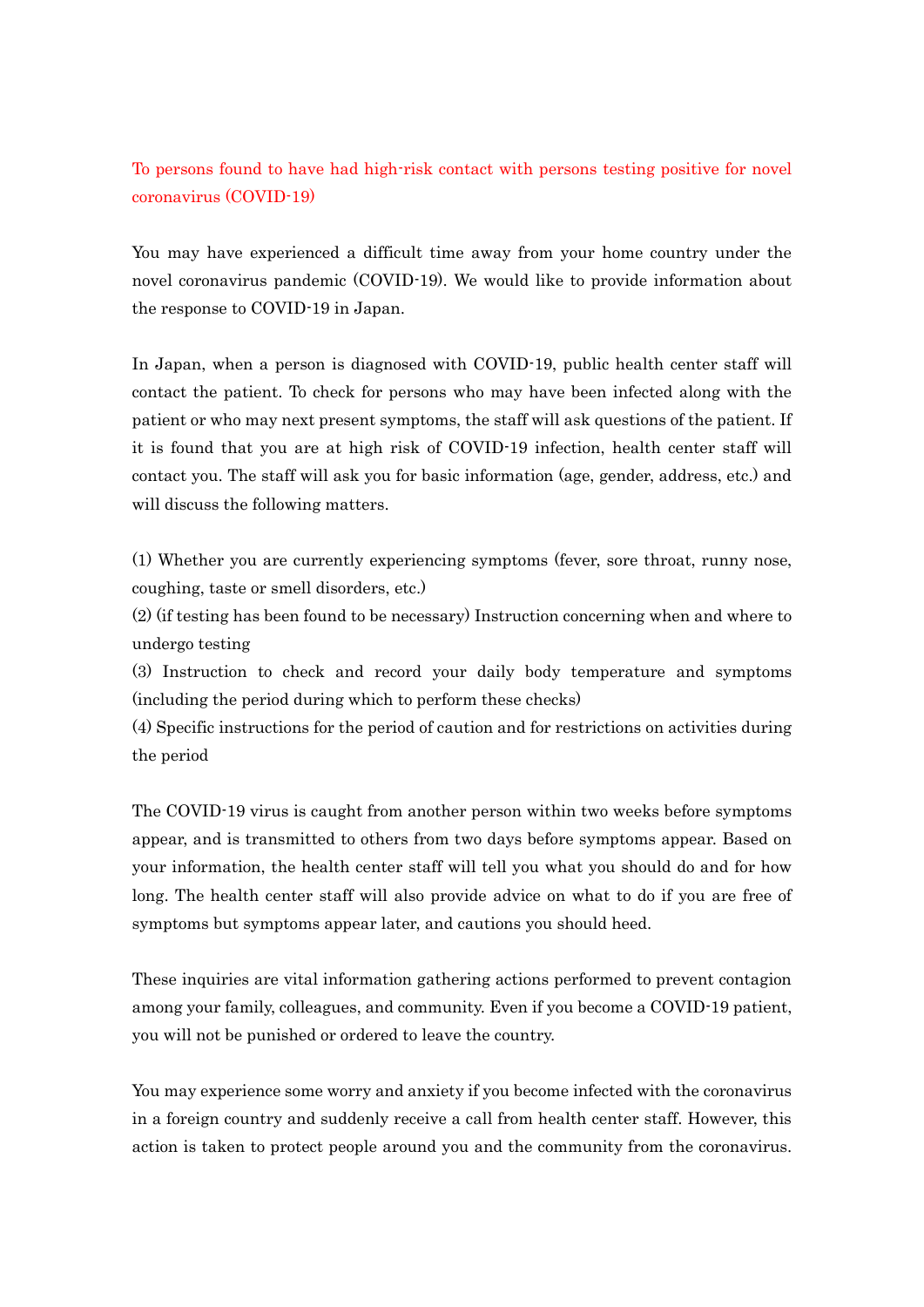## To persons found to have had high-risk contact with persons testing positive for novel coronavirus (COVID-19)

You may have experienced a difficult time away from your home country under the novel coronavirus pandemic (COVID-19). We would like to provide information about the response to COVID-19 in Japan.

In Japan, when a person is diagnosed with COVID-19, public health center staff will contact the patient. To check for persons who may have been infected along with the patient or who may next present symptoms, the staff will ask questions of the patient. If it is found that you are at high risk of COVID-19 infection, health center staff will contact you. The staff will ask you for basic information (age, gender, address, etc.) and will discuss the following matters.

(1) Whether you are currently experiencing symptoms (fever, sore throat, runny nose, coughing, taste or smell disorders, etc.)
(2) (if testing has been found to be necessary) Instruction concerning when and where to undergo testing
(3) Instruction to check and record your daily body temperature and symptoms (including the period during which to perform these checks)
(4) Specific instructions for the period of caution and for restrictions on activities during the period

The COVID-19 virus is caught from another person within two weeks before symptoms appear, and is transmitted to others from two days before symptoms appear. Based on your information, the health center staff will tell you what you should do and for how long. The health center staff will also provide advice on what to do if you are free of symptoms but symptoms appear later, and cautions you should heed.

These inquiries are vital information gathering actions performed to prevent contagion among your family, colleagues, and community. Even if you become a COVID-19 patient, you will not be punished or ordered to leave the country.

You may experience some worry and anxiety if you become infected with the coronavirus in a foreign country and suddenly receive a call from health center staff. However, this action is taken to protect people around you and the community from the coronavirus.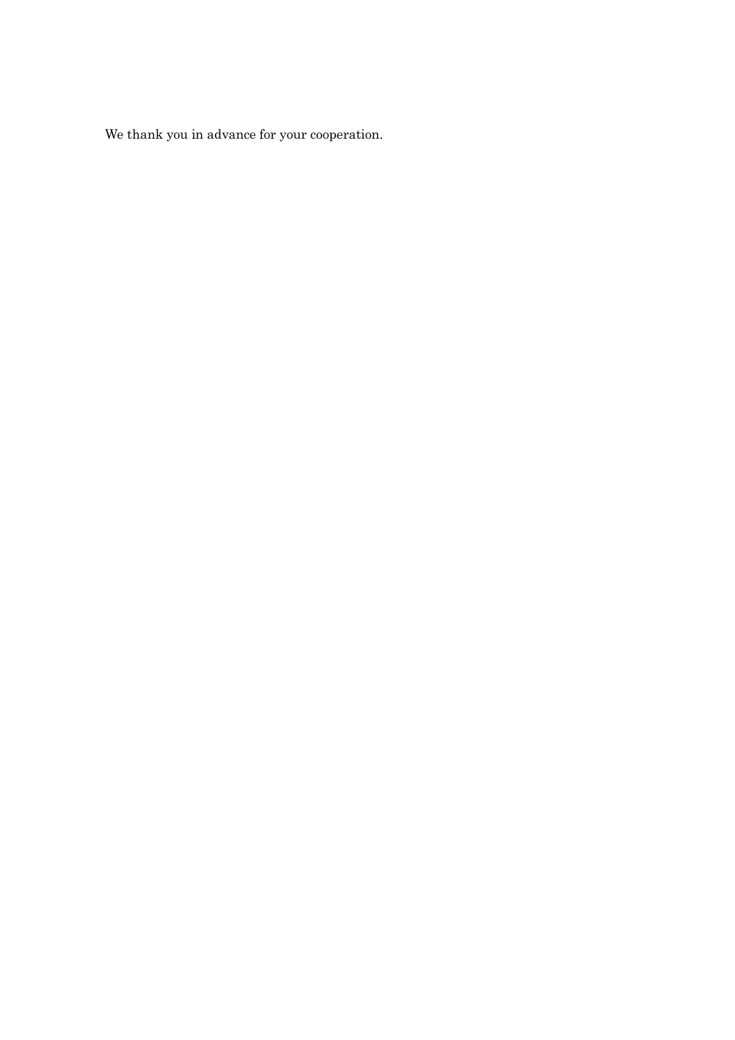We thank you in advance for your cooperation.